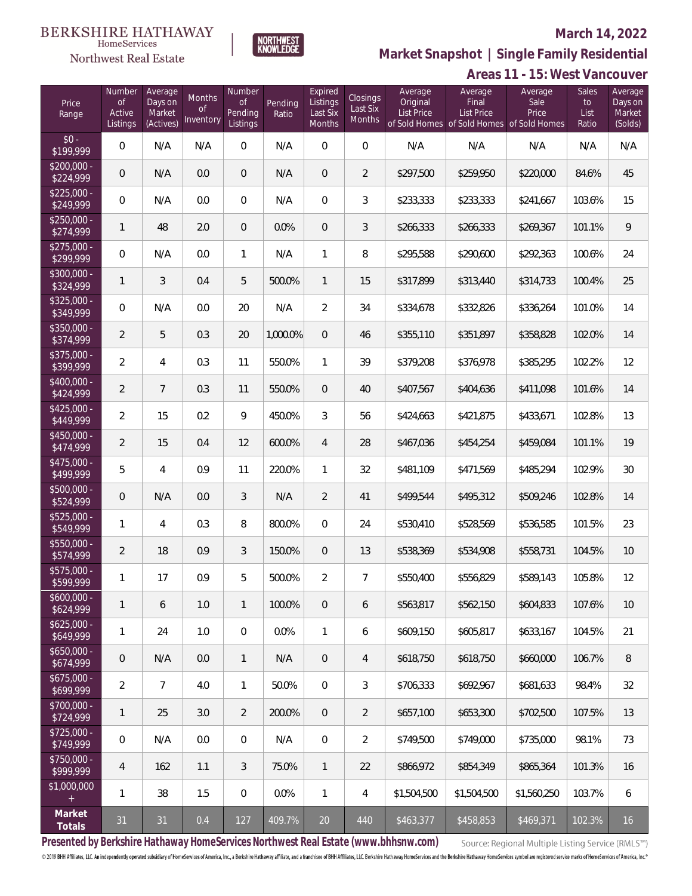BERKSHIRE HATHAWAY HomeServices Northwest Real Estate

NORTHWEST KNOWLEDGE

# March 14, 2022

## Market Snapshot | Single Family Residential

## Areas 11 - 15: West Vancouver

| Price Range | Number of Active Listings | Average Days on Market (Actives) | Months of Inventory | Number of Pending Listings | Pending Ratio | Expired Listings Last Six Months | Closings Last Six Months | Average Original List Price of Sold Homes | Average Final List Price of Sold Homes | Average Sale Price of Sold Homes | Sales to List Ratio | Average Days on Market (Solds) |
|---|---|---|---|---|---|---|---|---|---|---|---|---|
| $0 - $199,999 | 0 | N/A | N/A | 0 | N/A | 0 | 0 | N/A | N/A | N/A | N/A | N/A |
| $200,000 - $224,999 | 0 | N/A | 0.0 | 0 | N/A | 0 | 2 | $297,500 | $259,950 | $220,000 | 84.6% | 45 |
| $225,000 - $249,999 | 0 | N/A | 0.0 | 0 | N/A | 0 | 3 | $233,333 | $233,333 | $241,667 | 103.6% | 15 |
| $250,000 - $274,999 | 1 | 48 | 2.0 | 0 | 0.0% | 0 | 3 | $266,333 | $266,333 | $269,367 | 101.1% | 9 |
| $275,000 - $299,999 | 0 | N/A | 0.0 | 1 | N/A | 1 | 8 | $295,588 | $290,600 | $292,363 | 100.6% | 24 |
| $300,000 - $324,999 | 1 | 3 | 0.4 | 5 | 500.0% | 1 | 15 | $317,899 | $313,440 | $314,733 | 100.4% | 25 |
| $325,000 - $349,999 | 0 | N/A | 0.0 | 20 | N/A | 2 | 34 | $334,678 | $332,826 | $336,264 | 101.0% | 14 |
| $350,000 - $374,999 | 2 | 5 | 0.3 | 20 | 1,000.0% | 0 | 46 | $355,110 | $351,897 | $358,828 | 102.0% | 14 |
| $375,000 - $399,999 | 2 | 4 | 0.3 | 11 | 550.0% | 1 | 39 | $379,208 | $376,978 | $385,295 | 102.2% | 12 |
| $400,000 - $424,999 | 2 | 7 | 0.3 | 11 | 550.0% | 0 | 40 | $407,567 | $404,636 | $411,098 | 101.6% | 14 |
| $425,000 - $449,999 | 2 | 15 | 0.2 | 9 | 450.0% | 3 | 56 | $424,663 | $421,875 | $433,671 | 102.8% | 13 |
| $450,000 - $474,999 | 2 | 15 | 0.4 | 12 | 600.0% | 4 | 28 | $467,036 | $454,254 | $459,084 | 101.1% | 19 |
| $475,000 - $499,999 | 5 | 4 | 0.9 | 11 | 220.0% | 1 | 32 | $481,109 | $471,569 | $485,294 | 102.9% | 30 |
| $500,000 - $524,999 | 0 | N/A | 0.0 | 3 | N/A | 2 | 41 | $499,544 | $495,312 | $509,246 | 102.8% | 14 |
| $525,000 - $549,999 | 1 | 4 | 0.3 | 8 | 800.0% | 0 | 24 | $530,410 | $528,569 | $536,585 | 101.5% | 23 |
| $550,000 - $574,999 | 2 | 18 | 0.9 | 3 | 150.0% | 0 | 13 | $538,369 | $534,908 | $558,731 | 104.5% | 10 |
| $575,000 - $599,999 | 1 | 17 | 0.9 | 5 | 500.0% | 2 | 7 | $550,400 | $556,829 | $589,143 | 105.8% | 12 |
| $600,000 - $624,999 | 1 | 6 | 1.0 | 1 | 100.0% | 0 | 6 | $563,817 | $562,150 | $604,833 | 107.6% | 10 |
| $625,000 - $649,999 | 1 | 24 | 1.0 | 0 | 0.0% | 1 | 6 | $609,150 | $605,817 | $633,167 | 104.5% | 21 |
| $650,000 - $674,999 | 0 | N/A | 0.0 | 1 | N/A | 0 | 4 | $618,750 | $618,750 | $660,000 | 106.7% | 8 |
| $675,000 - $699,999 | 2 | 7 | 4.0 | 1 | 50.0% | 0 | 3 | $706,333 | $692,967 | $681,633 | 98.4% | 32 |
| $700,000 - $724,999 | 1 | 25 | 3.0 | 2 | 200.0% | 0 | 2 | $657,100 | $653,300 | $702,500 | 107.5% | 13 |
| $725,000 - $749,999 | 0 | N/A | 0.0 | 0 | N/A | 0 | 2 | $749,500 | $749,000 | $735,000 | 98.1% | 73 |
| $750,000 - $999,999 | 4 | 162 | 1.1 | 3 | 75.0% | 1 | 22 | $866,972 | $854,349 | $865,364 | 101.3% | 16 |
| $1,000,000 + | 1 | 38 | 1.5 | 0 | 0.0% | 1 | 4 | $1,504,500 | $1,504,500 | $1,560,250 | 103.7% | 6 |
| **Market Totals** | 31 | 31 | 0.4 | 127 | 409.7% | 20 | 440 | $463,377 | $458,853 | $469,371 | 102.3% | 16 |

**Presented by Berkshire Hathaway HomeServices Northwest Real Estate (www.bhhsnw.com)**

Source: Regional Multiple Listing Service (RMLS™)

© 2019 BHH Affiliates, LLC. An independently operated subsidiary of HomeServices of America, Inc., a Berkshire Hathaway affiliate, and a franchisee of BHH Affiliates, LLC. Berkshire Hathaway HomeServices and the Berkshire Hathaway HomeServices symbol are registered service marks of HomeServices of America, Inc.®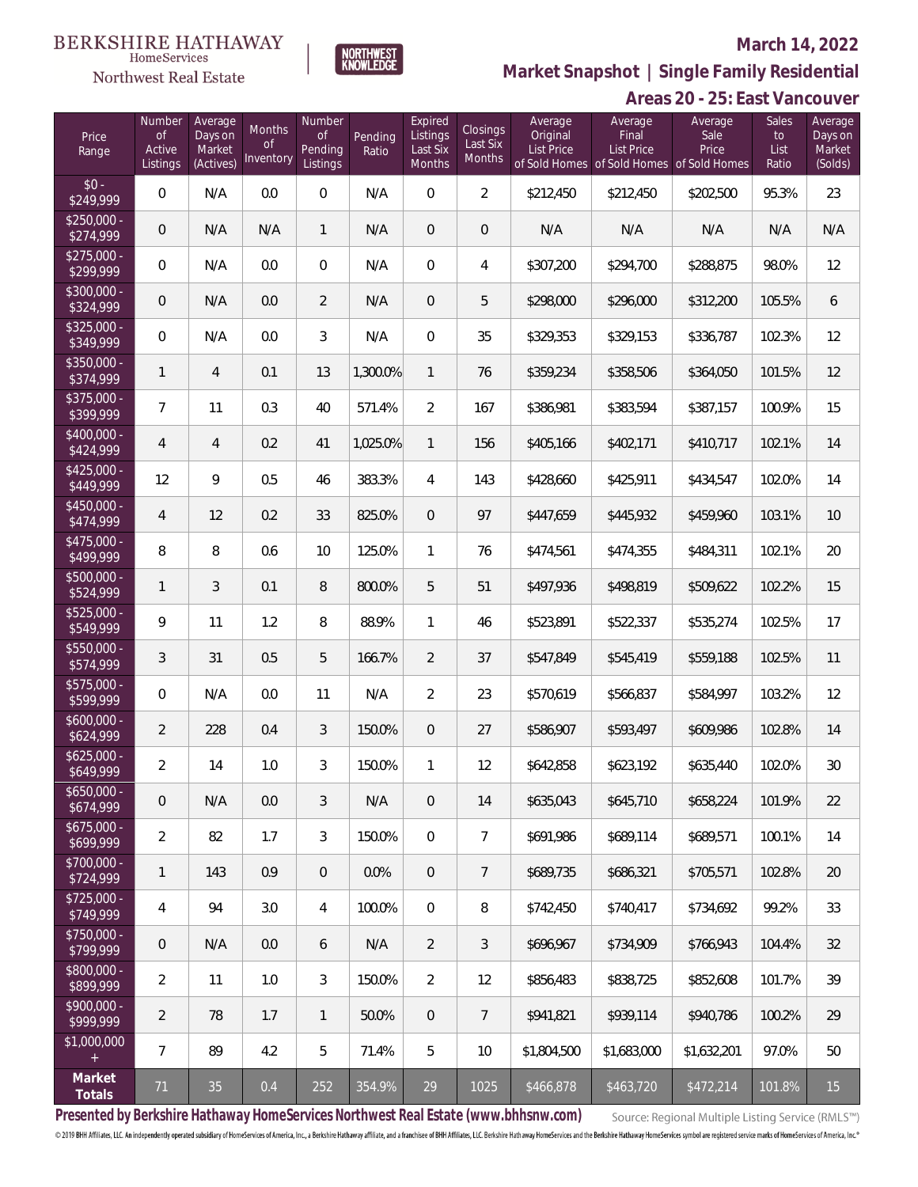BERKSHIRE HATHAWAY HomeServices

Northwest Real Estate

NORTHWEST KNOWLEDGE

March 14, 2022

## Market Snapshot | Single Family Residential

### Areas 20 - 25: East Vancouver

| Price Range | Number of Active Listings | Average Days on Market (Actives) | Months of Inventory | Number of Pending Listings | Pending Ratio | Expired Listings Last Six Months | Closings Last Six Months | Average Original List Price of Sold Homes | Average Final List Price of Sold Homes | Average Sale Price of Sold Homes | Sales to List Ratio | Average Days on Market (Solds) |
|---|---|---|---|---|---|---|---|---|---|---|---|---|
| $0 - $249,999 | 0 | N/A | 0.0 | 0 | N/A | 0 | 2 | $212,450 | $212,450 | $202,500 | 95.3% | 23 |
| $250,000 - $274,999 | 0 | N/A | N/A | 1 | N/A | 0 | 0 | N/A | N/A | N/A | N/A | N/A |
| $275,000 - $299,999 | 0 | N/A | 0.0 | 0 | N/A | 0 | 4 | $307,200 | $294,700 | $288,875 | 98.0% | 12 |
| $300,000 - $324,999 | 0 | N/A | 0.0 | 2 | N/A | 0 | 5 | $298,000 | $296,000 | $312,200 | 105.5% | 6 |
| $325,000 - $349,999 | 0 | N/A | 0.0 | 3 | N/A | 0 | 35 | $329,353 | $329,153 | $336,787 | 102.3% | 12 |
| $350,000 - $374,999 | 1 | 4 | 0.1 | 13 | 1,300.0% | 1 | 76 | $359,234 | $358,506 | $364,050 | 101.5% | 12 |
| $375,000 - $399,999 | 7 | 11 | 0.3 | 40 | 571.4% | 2 | 167 | $386,981 | $383,594 | $387,157 | 100.9% | 15 |
| $400,000 - $424,999 | 4 | 4 | 0.2 | 41 | 1,025.0% | 1 | 156 | $405,166 | $402,171 | $410,717 | 102.1% | 14 |
| $425,000 - $449,999 | 12 | 9 | 0.5 | 46 | 383.3% | 4 | 143 | $428,660 | $425,911 | $434,547 | 102.0% | 14 |
| $450,000 - $474,999 | 4 | 12 | 0.2 | 33 | 825.0% | 0 | 97 | $447,659 | $445,932 | $459,960 | 103.1% | 10 |
| $475,000 - $499,999 | 8 | 8 | 0.6 | 10 | 125.0% | 1 | 76 | $474,561 | $474,355 | $484,311 | 102.1% | 20 |
| $500,000 - $524,999 | 1 | 3 | 0.1 | 8 | 800.0% | 5 | 51 | $497,936 | $498,819 | $509,622 | 102.2% | 15 |
| $525,000 - $549,999 | 9 | 11 | 1.2 | 8 | 88.9% | 1 | 46 | $523,891 | $522,337 | $535,274 | 102.5% | 17 |
| $550,000 - $574,999 | 3 | 31 | 0.5 | 5 | 166.7% | 2 | 37 | $547,849 | $545,419 | $559,188 | 102.5% | 11 |
| $575,000 - $599,999 | 0 | N/A | 0.0 | 11 | N/A | 2 | 23 | $570,619 | $566,837 | $584,997 | 103.2% | 12 |
| $600,000 - $624,999 | 2 | 228 | 0.4 | 3 | 150.0% | 0 | 27 | $586,907 | $593,497 | $609,986 | 102.8% | 14 |
| $625,000 - $649,999 | 2 | 14 | 1.0 | 3 | 150.0% | 1 | 12 | $642,858 | $623,192 | $635,440 | 102.0% | 30 |
| $650,000 - $674,999 | 0 | N/A | 0.0 | 3 | N/A | 0 | 14 | $635,043 | $645,710 | $658,224 | 101.9% | 22 |
| $675,000 - $699,999 | 2 | 82 | 1.7 | 3 | 150.0% | 0 | 7 | $691,986 | $689,114 | $689,571 | 100.1% | 14 |
| $700,000 - $724,999 | 1 | 143 | 0.9 | 0 | 0.0% | 0 | 7 | $689,735 | $686,321 | $705,571 | 102.8% | 20 |
| $725,000 - $749,999 | 4 | 94 | 3.0 | 4 | 100.0% | 0 | 8 | $742,450 | $740,417 | $734,692 | 99.2% | 33 |
| $750,000 - $799,999 | 0 | N/A | 0.0 | 6 | N/A | 2 | 3 | $696,967 | $734,909 | $766,943 | 104.4% | 32 |
| $800,000 - $899,999 | 2 | 11 | 1.0 | 3 | 150.0% | 2 | 12 | $856,483 | $838,725 | $852,608 | 101.7% | 39 |
| $900,000 - $999,999 | 2 | 78 | 1.7 | 1 | 50.0% | 0 | 7 | $941,821 | $939,114 | $940,786 | 100.2% | 29 |
| $1,000,000 + | 7 | 89 | 4.2 | 5 | 71.4% | 5 | 10 | $1,804,500 | $1,683,000 | $1,632,201 | 97.0% | 50 |
| **Market Totals** | 71 | 35 | 0.4 | 252 | 354.9% | 29 | 1025 | $466,878 | $463,720 | $472,214 | 101.8% | 15 |

**Presented by Berkshire Hathaway HomeServices Northwest Real Estate (www.bhhsnw.com)**

Source: Regional Multiple Listing Service (RMLS™)

© 2019 BHH Affiliates, LLC. An independently operated subsidiary of HomeServices of America, Inc., a Berkshire Hathaway affiliate, and a franchisee of BHH Affiliates, LLC. Berkshire Hathaway HomeServices and the Berkshire Hathaway HomeServices symbol are registered service marks of HomeServices of America, Inc.®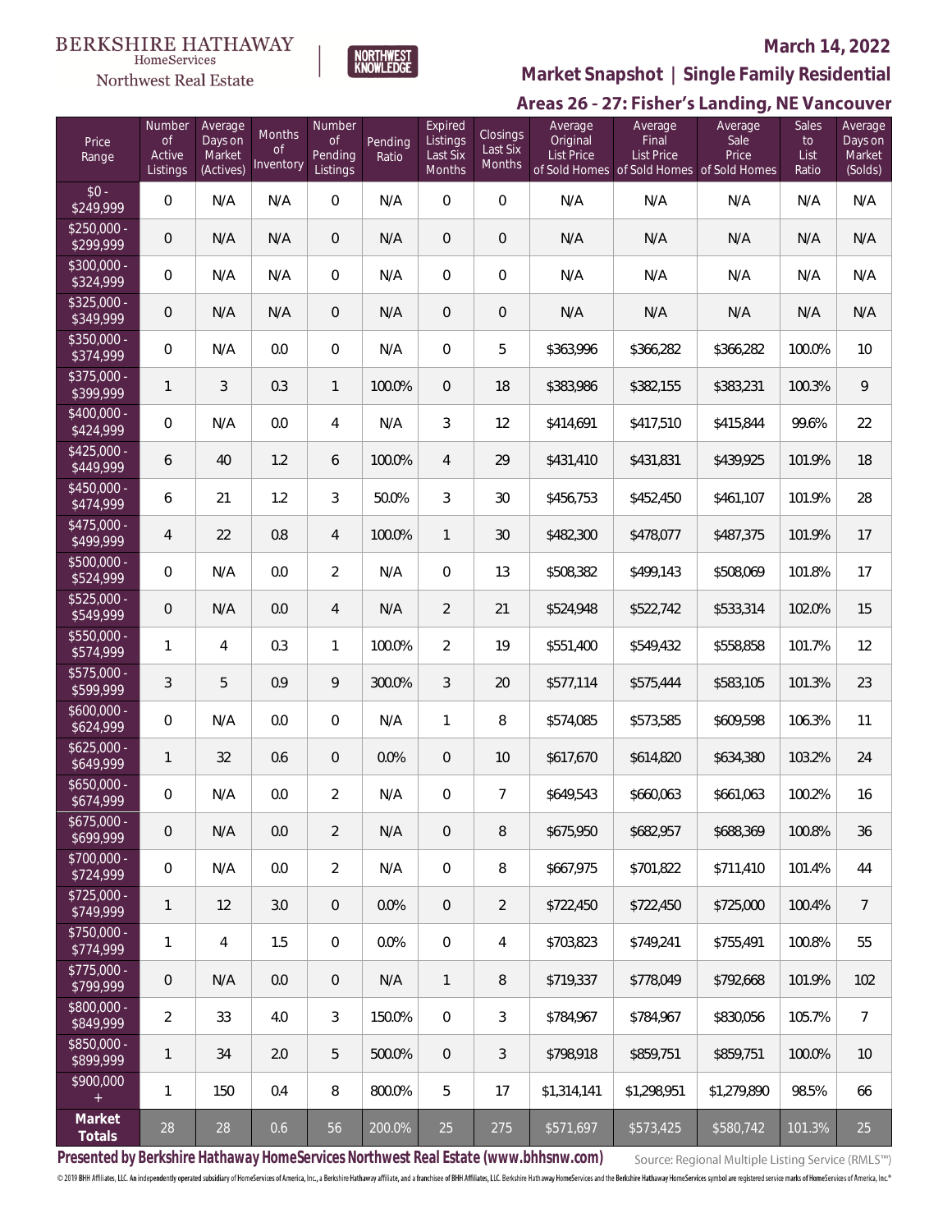BERKSHIRE HATHAWAY HomeServices Northwest Real Estate

NORTHWEST KNOWLEDGE

March 14, 2022

## Market Snapshot | Single Family Residential

### Areas 26 - 27: Fisher's Landing, NE Vancouver

| Price Range | Number of Active Listings | Average Days on Market (Actives) | Months of Inventory | Number of Pending Listings | Pending Ratio | Expired Listings Last Six Months | Closings Last Six Months | Average Original List Price of Sold Homes | Average Final List Price of Sold Homes | Average Sale Price of Sold Homes | Sales to List Ratio | Average Days on Market (Solds) |
|---|---|---|---|---|---|---|---|---|---|---|---|---|
| $0 - $249,999 | 0 | N/A | N/A | 0 | N/A | 0 | 0 | N/A | N/A | N/A | N/A | N/A |
| $250,000 - $299,999 | 0 | N/A | N/A | 0 | N/A | 0 | 0 | N/A | N/A | N/A | N/A | N/A |
| $300,000 - $324,999 | 0 | N/A | N/A | 0 | N/A | 0 | 0 | N/A | N/A | N/A | N/A | N/A |
| $325,000 - $349,999 | 0 | N/A | N/A | 0 | N/A | 0 | 0 | N/A | N/A | N/A | N/A | N/A |
| $350,000 - $374,999 | 0 | N/A | 0.0 | 0 | N/A | 0 | 5 | $363,996 | $366,282 | $366,282 | 100.0% | 10 |
| $375,000 - $399,999 | 1 | 3 | 0.3 | 1 | 100.0% | 0 | 18 | $383,986 | $382,155 | $383,231 | 100.3% | 9 |
| $400,000 - $424,999 | 0 | N/A | 0.0 | 4 | N/A | 3 | 12 | $414,691 | $417,510 | $415,844 | 99.6% | 22 |
| $425,000 - $449,999 | 6 | 40 | 1.2 | 6 | 100.0% | 4 | 29 | $431,410 | $431,831 | $439,925 | 101.9% | 18 |
| $450,000 - $474,999 | 6 | 21 | 1.2 | 3 | 50.0% | 3 | 30 | $456,753 | $452,450 | $461,107 | 101.9% | 28 |
| $475,000 - $499,999 | 4 | 22 | 0.8 | 4 | 100.0% | 1 | 30 | $482,300 | $478,077 | $487,375 | 101.9% | 17 |
| $500,000 - $524,999 | 0 | N/A | 0.0 | 2 | N/A | 0 | 13 | $508,382 | $499,143 | $508,069 | 101.8% | 17 |
| $525,000 - $549,999 | 0 | N/A | 0.0 | 4 | N/A | 2 | 21 | $524,948 | $522,742 | $533,314 | 102.0% | 15 |
| $550,000 - $574,999 | 1 | 4 | 0.3 | 1 | 100.0% | 2 | 19 | $551,400 | $549,432 | $558,858 | 101.7% | 12 |
| $575,000 - $599,999 | 3 | 5 | 0.9 | 9 | 300.0% | 3 | 20 | $577,114 | $575,444 | $583,105 | 101.3% | 23 |
| $600,000 - $624,999 | 0 | N/A | 0.0 | 0 | N/A | 1 | 8 | $574,085 | $573,585 | $609,598 | 106.3% | 11 |
| $625,000 - $649,999 | 1 | 32 | 0.6 | 0 | 0.0% | 0 | 10 | $617,670 | $614,820 | $634,380 | 103.2% | 24 |
| $650,000 - $674,999 | 0 | N/A | 0.0 | 2 | N/A | 0 | 7 | $649,543 | $660,063 | $661,063 | 100.2% | 16 |
| $675,000 - $699,999 | 0 | N/A | 0.0 | 2 | N/A | 0 | 8 | $675,950 | $682,957 | $688,369 | 100.8% | 36 |
| $700,000 - $724,999 | 0 | N/A | 0.0 | 2 | N/A | 0 | 8 | $667,975 | $701,822 | $711,410 | 101.4% | 44 |
| $725,000 - $749,999 | 1 | 12 | 3.0 | 0 | 0.0% | 0 | 2 | $722,450 | $722,450 | $725,000 | 100.4% | 7 |
| $750,000 - $774,999 | 1 | 4 | 1.5 | 0 | 0.0% | 0 | 4 | $703,823 | $749,241 | $755,491 | 100.8% | 55 |
| $775,000 - $799,999 | 0 | N/A | 0.0 | 0 | N/A | 1 | 8 | $719,337 | $778,049 | $792,668 | 101.9% | 102 |
| $800,000 - $849,999 | 2 | 33 | 4.0 | 3 | 150.0% | 0 | 3 | $784,967 | $784,967 | $830,056 | 105.7% | 7 |
| $850,000 - $899,999 | 1 | 34 | 2.0 | 5 | 500.0% | 0 | 3 | $798,918 | $859,751 | $859,751 | 100.0% | 10 |
| $900,000 + | 1 | 150 | 0.4 | 8 | 800.0% | 5 | 17 | $1,314,141 | $1,298,951 | $1,279,890 | 98.5% | 66 |
| **Market Totals** | 28 | 28 | 0.6 | 56 | 200.0% | 25 | 275 | $571,697 | $573,425 | $580,742 | 101.3% | 25 |

**Presented by Berkshire Hathaway HomeServices Northwest Real Estate (www.bhhsnw.com)**

Source: Regional Multiple Listing Service (RMLS™)

© 2019 BHH Affiliates, LLC. An independently operated subsidiary of HomeServices of America, Inc., a Berkshire Hathaway affiliate, and a franchisee of BHH Affiliates, LLC. Berkshire Hathaway HomeServices and the Berkshire Hathaway HomeServices symbol are registered service marks of HomeServices of America, Inc.®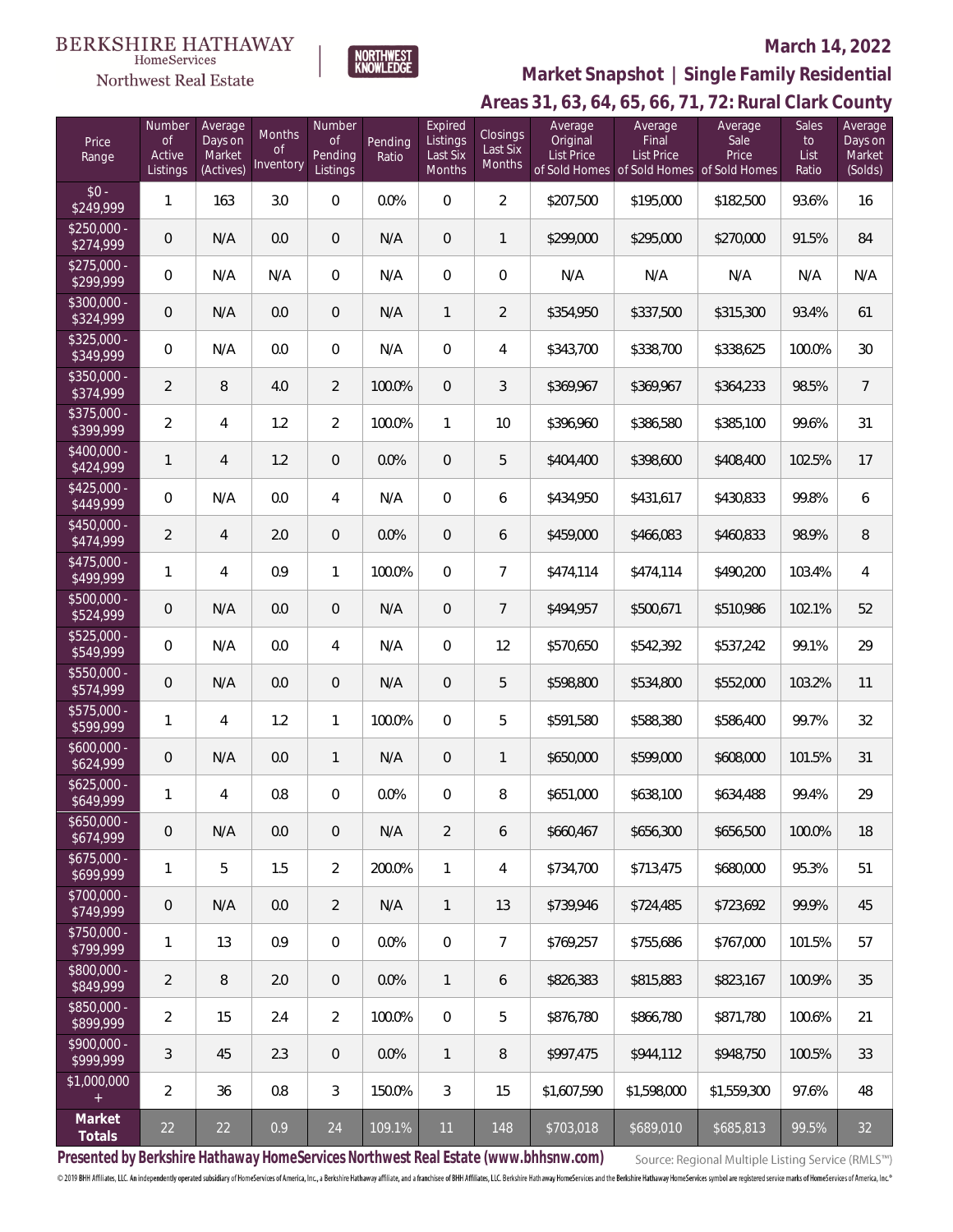BERKSHIRE HATHAWAY HomeServices Northwest Real Estate

NORTHWEST KNOWLEDGE

**March 14, 2022**

## Market Snapshot | Single Family Residential

## Areas 31, 63, 64, 65, 66, 71, 72: Rural Clark County

| Price Range | Number of Active Listings | Average Days on Market (Actives) | Months of Inventory | Number of Pending Listings | Pending Ratio | Expired Listings Last Six Months | Closings Last Six Months | Average Original List Price of Sold Homes | Average Final List Price of Sold Homes | Average Sale Price of Sold Homes | Sales to List Ratio | Average Days on Market (Solds) |
|---|---|---|---|---|---|---|---|---|---|---|---|---|
| $0 - $249,999 | 1 | 163 | 3.0 | 0 | 0.0% | 0 | 2 | $207,500 | $195,000 | $182,500 | 93.6% | 16 |
| $250,000 - $274,999 | 0 | N/A | 0.0 | 0 | N/A | 0 | 1 | $299,000 | $295,000 | $270,000 | 91.5% | 84 |
| $275,000 - $299,999 | 0 | N/A | N/A | 0 | N/A | 0 | 0 | N/A | N/A | N/A | N/A | N/A |
| $300,000 - $324,999 | 0 | N/A | 0.0 | 0 | N/A | 1 | 2 | $354,950 | $337,500 | $315,300 | 93.4% | 61 |
| $325,000 - $349,999 | 0 | N/A | 0.0 | 0 | N/A | 0 | 4 | $343,700 | $338,700 | $338,625 | 100.0% | 30 |
| $350,000 - $374,999 | 2 | 8 | 4.0 | 2 | 100.0% | 0 | 3 | $369,967 | $369,967 | $364,233 | 98.5% | 7 |
| $375,000 - $399,999 | 2 | 4 | 1.2 | 2 | 100.0% | 1 | 10 | $396,960 | $386,580 | $385,100 | 99.6% | 31 |
| $400,000 - $424,999 | 1 | 4 | 1.2 | 0 | 0.0% | 0 | 5 | $404,400 | $398,600 | $408,400 | 102.5% | 17 |
| $425,000 - $449,999 | 0 | N/A | 0.0 | 4 | N/A | 0 | 6 | $434,950 | $431,617 | $430,833 | 99.8% | 6 |
| $450,000 - $474,999 | 2 | 4 | 2.0 | 0 | 0.0% | 0 | 6 | $459,000 | $466,083 | $460,833 | 98.9% | 8 |
| $475,000 - $499,999 | 1 | 4 | 0.9 | 1 | 100.0% | 0 | 7 | $474,114 | $474,114 | $490,200 | 103.4% | 4 |
| $500,000 - $524,999 | 0 | N/A | 0.0 | 0 | N/A | 0 | 7 | $494,957 | $500,671 | $510,986 | 102.1% | 52 |
| $525,000 - $549,999 | 0 | N/A | 0.0 | 4 | N/A | 0 | 12 | $570,650 | $542,392 | $537,242 | 99.1% | 29 |
| $550,000 - $574,999 | 0 | N/A | 0.0 | 0 | N/A | 0 | 5 | $598,800 | $534,800 | $552,000 | 103.2% | 11 |
| $575,000 - $599,999 | 1 | 4 | 1.2 | 1 | 100.0% | 0 | 5 | $591,580 | $588,380 | $586,400 | 99.7% | 32 |
| $600,000 - $624,999 | 0 | N/A | 0.0 | 1 | N/A | 0 | 1 | $650,000 | $599,000 | $608,000 | 101.5% | 31 |
| $625,000 - $649,999 | 1 | 4 | 0.8 | 0 | 0.0% | 0 | 8 | $651,000 | $638,100 | $634,488 | 99.4% | 29 |
| $650,000 - $674,999 | 0 | N/A | 0.0 | 0 | N/A | 2 | 6 | $660,467 | $656,300 | $656,500 | 100.0% | 18 |
| $675,000 - $699,999 | 1 | 5 | 1.5 | 2 | 200.0% | 1 | 4 | $734,700 | $713,475 | $680,000 | 95.3% | 51 |
| $700,000 - $749,999 | 0 | N/A | 0.0 | 2 | N/A | 1 | 13 | $739,946 | $724,485 | $723,692 | 99.9% | 45 |
| $750,000 - $799,999 | 1 | 13 | 0.9 | 0 | 0.0% | 0 | 7 | $769,257 | $755,686 | $767,000 | 101.5% | 57 |
| $800,000 - $849,999 | 2 | 8 | 2.0 | 0 | 0.0% | 1 | 6 | $826,383 | $815,883 | $823,167 | 100.9% | 35 |
| $850,000 - $899,999 | 2 | 15 | 2.4 | 2 | 100.0% | 0 | 5 | $876,780 | $866,780 | $871,780 | 100.6% | 21 |
| $900,000 - $999,999 | 3 | 45 | 2.3 | 0 | 0.0% | 1 | 8 | $997,475 | $944,112 | $948,750 | 100.5% | 33 |
| $1,000,000 + | 2 | 36 | 0.8 | 3 | 150.0% | 3 | 15 | $1,607,590 | $1,598,000 | $1,559,300 | 97.6% | 48 |
| **Market Totals** | 22 | 22 | 0.9 | 24 | 109.1% | 11 | 148 | $703,018 | $689,010 | $685,813 | 99.5% | 32 |

**Presented by Berkshire Hathaway HomeServices Northwest Real Estate (www.bhhsnw.com)**

Source: Regional Multiple Listing Service (RMLS™)

© 2019 BHH Affiliates, LLC. An independently operated subsidiary of HomeServices of America, Inc., a Berkshire Hathaway affiliate, and a franchisee of BHH Affiliates, LLC. Berkshire Hathaway HomeServices and the Berkshire Hathaway HomeServices symbol are registered service marks of HomeServices of America, Inc.®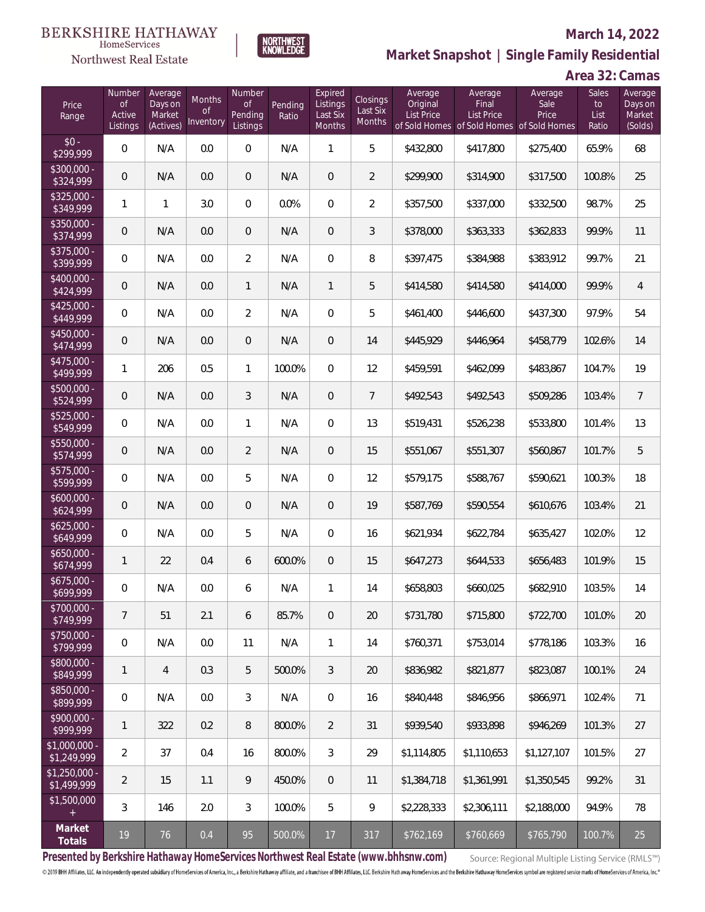BERKSHIRE HATHAWAY HomeServices Northwest Real Estate

NORTHWEST KNOWLEDGE

**March 14, 2022**

**Market Snapshot | Single Family Residential**

**Area 32: Camas**

| Price Range | Number of Active Listings | Average Days on Market (Actives) | Months of Inventory | Number of Pending Listings | Pending Ratio | Expired Listings Last Six Months | Closings Last Six Months | Average Original List Price of Sold Homes | Average Final List Price of Sold Homes | Average Sale Price of Sold Homes | Sales to List Ratio | Average Days on Market (Solds) |
|---|---|---|---|---|---|---|---|---|---|---|---|---|
| $0 - $299,999 | 0 | N/A | 0.0 | 0 | N/A | 1 | 5 | $432,800 | $417,800 | $275,400 | 65.9% | 68 |
| $300,000 - $324,999 | 0 | N/A | 0.0 | 0 | N/A | 0 | 2 | $299,900 | $314,900 | $317,500 | 100.8% | 25 |
| $325,000 - $349,999 | 1 | 1 | 3.0 | 0 | 0.0% | 0 | 2 | $357,500 | $337,000 | $332,500 | 98.7% | 25 |
| $350,000 - $374,999 | 0 | N/A | 0.0 | 0 | N/A | 0 | 3 | $378,000 | $363,333 | $362,833 | 99.9% | 11 |
| $375,000 - $399,999 | 0 | N/A | 0.0 | 2 | N/A | 0 | 8 | $397,475 | $384,988 | $383,912 | 99.7% | 21 |
| $400,000 - $424,999 | 0 | N/A | 0.0 | 1 | N/A | 1 | 5 | $414,580 | $414,580 | $414,000 | 99.9% | 4 |
| $425,000 - $449,999 | 0 | N/A | 0.0 | 2 | N/A | 0 | 5 | $461,400 | $446,600 | $437,300 | 97.9% | 54 |
| $450,000 - $474,999 | 0 | N/A | 0.0 | 0 | N/A | 0 | 14 | $445,929 | $446,964 | $458,779 | 102.6% | 14 |
| $475,000 - $499,999 | 1 | 206 | 0.5 | 1 | 100.0% | 0 | 12 | $459,591 | $462,099 | $483,867 | 104.7% | 19 |
| $500,000 - $524,999 | 0 | N/A | 0.0 | 3 | N/A | 0 | 7 | $492,543 | $492,543 | $509,286 | 103.4% | 7 |
| $525,000 - $549,999 | 0 | N/A | 0.0 | 1 | N/A | 0 | 13 | $519,431 | $526,238 | $533,800 | 101.4% | 13 |
| $550,000 - $574,999 | 0 | N/A | 0.0 | 2 | N/A | 0 | 15 | $551,067 | $551,307 | $560,867 | 101.7% | 5 |
| $575,000 - $599,999 | 0 | N/A | 0.0 | 5 | N/A | 0 | 12 | $579,175 | $588,767 | $590,621 | 100.3% | 18 |
| $600,000 - $624,999 | 0 | N/A | 0.0 | 0 | N/A | 0 | 19 | $587,769 | $590,554 | $610,676 | 103.4% | 21 |
| $625,000 - $649,999 | 0 | N/A | 0.0 | 5 | N/A | 0 | 16 | $621,934 | $622,784 | $635,427 | 102.0% | 12 |
| $650,000 - $674,999 | 1 | 22 | 0.4 | 6 | 600.0% | 0 | 15 | $647,273 | $644,533 | $656,483 | 101.9% | 15 |
| $675,000 - $699,999 | 0 | N/A | 0.0 | 6 | N/A | 1 | 14 | $658,803 | $660,025 | $682,910 | 103.5% | 14 |
| $700,000 - $749,999 | 7 | 51 | 2.1 | 6 | 85.7% | 0 | 20 | $731,780 | $715,800 | $722,700 | 101.0% | 20 |
| $750,000 - $799,999 | 0 | N/A | 0.0 | 11 | N/A | 1 | 14 | $760,371 | $753,014 | $778,186 | 103.3% | 16 |
| $800,000 - $849,999 | 1 | 4 | 0.3 | 5 | 500.0% | 3 | 20 | $836,982 | $821,877 | $823,087 | 100.1% | 24 |
| $850,000 - $899,999 | 0 | N/A | 0.0 | 3 | N/A | 0 | 16 | $840,448 | $846,956 | $866,971 | 102.4% | 71 |
| $900,000 - $999,999 | 1 | 322 | 0.2 | 8 | 800.0% | 2 | 31 | $939,540 | $933,898 | $946,269 | 101.3% | 27 |
| $1,000,000 - $1,249,999 | 2 | 37 | 0.4 | 16 | 800.0% | 3 | 29 | $1,114,805 | $1,110,653 | $1,127,107 | 101.5% | 27 |
| $1,250,000 - $1,499,999 | 2 | 15 | 1.1 | 9 | 450.0% | 0 | 11 | $1,384,718 | $1,361,991 | $1,350,545 | 99.2% | 31 |
| $1,500,000 + | 3 | 146 | 2.0 | 3 | 100.0% | 5 | 9 | $2,228,333 | $2,306,111 | $2,188,000 | 94.9% | 78 |
| **Market Totals** | 19 | 76 | 0.4 | 95 | 500.0% | 17 | 317 | $762,169 | $760,669 | $765,790 | 100.7% | 25 |

**Presented by Berkshire Hathaway HomeServices Northwest Real Estate (www.bhhsnw.com)**

Source: Regional Multiple Listing Service (RMLS™)

© 2019 BHH Affiliates, LLC. An independently operated subsidiary of HomeServices of America, Inc., a Berkshire Hathaway affiliate, and a franchisee of BHH Affiliates, LLC. Berkshire Hathaway HomeServices and the Berkshire Hathaway HomeServices symbol are registered service marks of HomeServices of America, Inc.®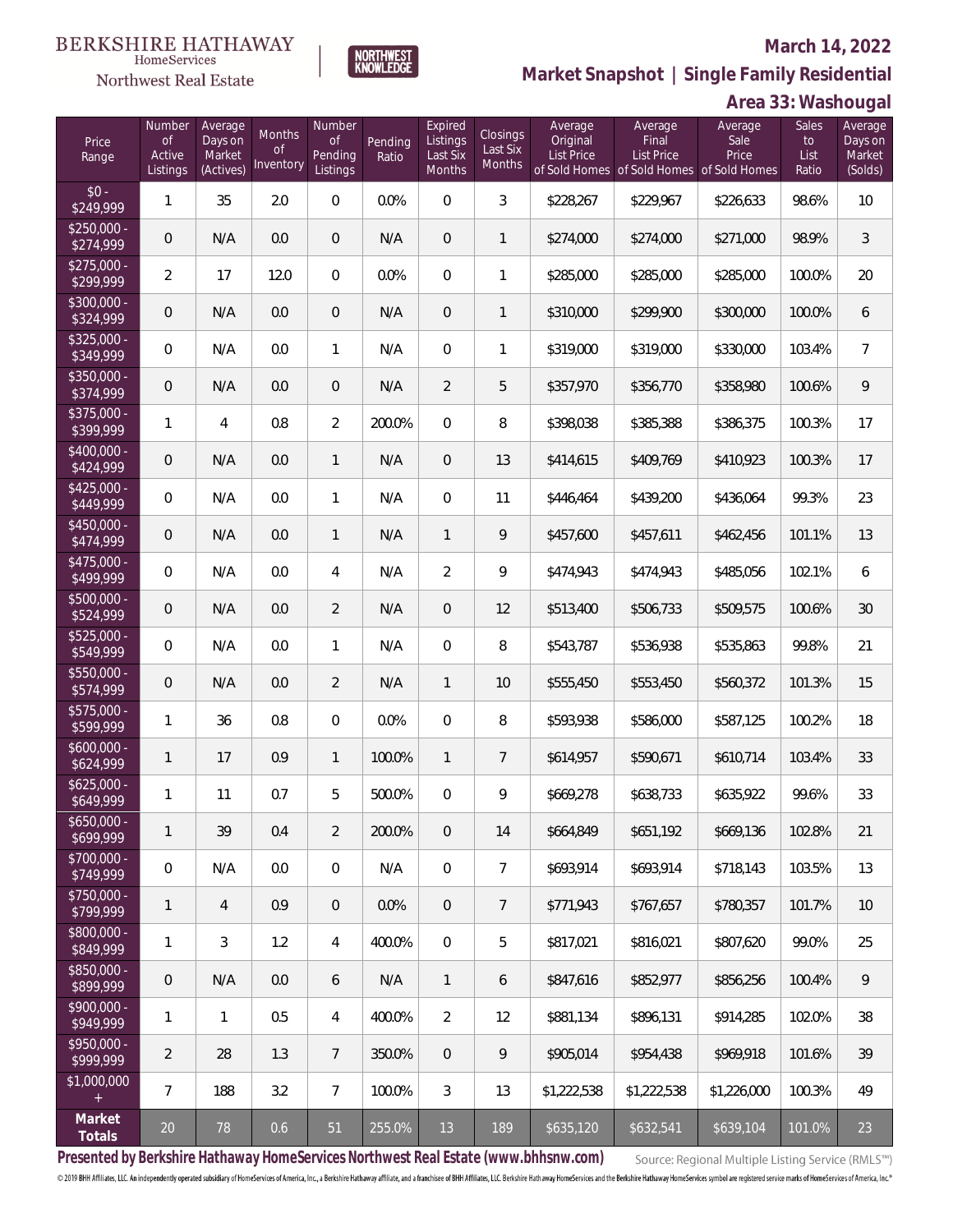BERKSHIRE HATHAWAY HomeServices Northwest Real Estate

NORTHWEST KNOWLEDGE

**March 14, 2022**

## Market Snapshot | Single Family Residential

### Area 33: Washougal

| Price Range | Number of Active Listings | Average Days on Market (Actives) | Months of Inventory | Number of Pending Listings | Pending Ratio | Expired Listings Last Six Months | Closings Last Six Months | Average Original List Price of Sold Homes | Average Final List Price of Sold Homes | Average Sale Price of Sold Homes | Sales to List Ratio | Average Days on Market (Solds) |
|---|---|---|---|---|---|---|---|---|---|---|---|---|
| $0 - $249,999 | 1 | 35 | 2.0 | 0 | 0.0% | 0 | 3 | $228,267 | $229,967 | $226,633 | 98.6% | 10 |
| $250,000 - $274,999 | 0 | N/A | 0.0 | 0 | N/A | 0 | 1 | $274,000 | $274,000 | $271,000 | 98.9% | 3 |
| $275,000 - $299,999 | 2 | 17 | 12.0 | 0 | 0.0% | 0 | 1 | $285,000 | $285,000 | $285,000 | 100.0% | 20 |
| $300,000 - $324,999 | 0 | N/A | 0.0 | 0 | N/A | 0 | 1 | $310,000 | $299,900 | $300,000 | 100.0% | 6 |
| $325,000 - $349,999 | 0 | N/A | 0.0 | 1 | N/A | 0 | 1 | $319,000 | $319,000 | $330,000 | 103.4% | 7 |
| $350,000 - $374,999 | 0 | N/A | 0.0 | 0 | N/A | 2 | 5 | $357,970 | $356,770 | $358,980 | 100.6% | 9 |
| $375,000 - $399,999 | 1 | 4 | 0.8 | 2 | 200.0% | 0 | 8 | $398,038 | $385,388 | $386,375 | 100.3% | 17 |
| $400,000 - $424,999 | 0 | N/A | 0.0 | 1 | N/A | 0 | 13 | $414,615 | $409,769 | $410,923 | 100.3% | 17 |
| $425,000 - $449,999 | 0 | N/A | 0.0 | 1 | N/A | 0 | 11 | $446,464 | $439,200 | $436,064 | 99.3% | 23 |
| $450,000 - $474,999 | 0 | N/A | 0.0 | 1 | N/A | 1 | 9 | $457,600 | $457,611 | $462,456 | 101.1% | 13 |
| $475,000 - $499,999 | 0 | N/A | 0.0 | 4 | N/A | 2 | 9 | $474,943 | $474,943 | $485,056 | 102.1% | 6 |
| $500,000 - $524,999 | 0 | N/A | 0.0 | 2 | N/A | 0 | 12 | $513,400 | $506,733 | $509,575 | 100.6% | 30 |
| $525,000 - $549,999 | 0 | N/A | 0.0 | 1 | N/A | 0 | 8 | $543,787 | $536,938 | $535,863 | 99.8% | 21 |
| $550,000 - $574,999 | 0 | N/A | 0.0 | 2 | N/A | 1 | 10 | $555,450 | $553,450 | $560,372 | 101.3% | 15 |
| $575,000 - $599,999 | 1 | 36 | 0.8 | 0 | 0.0% | 0 | 8 | $593,938 | $586,000 | $587,125 | 100.2% | 18 |
| $600,000 - $624,999 | 1 | 17 | 0.9 | 1 | 100.0% | 1 | 7 | $614,957 | $590,671 | $610,714 | 103.4% | 33 |
| $625,000 - $649,999 | 1 | 11 | 0.7 | 5 | 500.0% | 0 | 9 | $669,278 | $638,733 | $635,922 | 99.6% | 33 |
| $650,000 - $699,999 | 1 | 39 | 0.4 | 2 | 200.0% | 0 | 14 | $664,849 | $651,192 | $669,136 | 102.8% | 21 |
| $700,000 - $749,999 | 0 | N/A | 0.0 | 0 | N/A | 0 | 7 | $693,914 | $693,914 | $718,143 | 103.5% | 13 |
| $750,000 - $799,999 | 1 | 4 | 0.9 | 0 | 0.0% | 0 | 7 | $771,943 | $767,657 | $780,357 | 101.7% | 10 |
| $800,000 - $849,999 | 1 | 3 | 1.2 | 4 | 400.0% | 0 | 5 | $817,021 | $816,021 | $807,620 | 99.0% | 25 |
| $850,000 - $899,999 | 0 | N/A | 0.0 | 6 | N/A | 1 | 6 | $847,616 | $852,977 | $856,256 | 100.4% | 9 |
| $900,000 - $949,999 | 1 | 1 | 0.5 | 4 | 400.0% | 2 | 12 | $881,134 | $896,131 | $914,285 | 102.0% | 38 |
| $950,000 - $999,999 | 2 | 28 | 1.3 | 7 | 350.0% | 0 | 9 | $905,014 | $954,438 | $969,918 | 101.6% | 39 |
| $1,000,000 + | 7 | 188 | 3.2 | 7 | 100.0% | 3 | 13 | $1,222,538 | $1,222,538 | $1,226,000 | 100.3% | 49 |
| **Market Totals** | 20 | 78 | 0.6 | 51 | 255.0% | 13 | 189 | $635,120 | $632,541 | $639,104 | 101.0% | 23 |

**Presented by Berkshire Hathaway HomeServices Northwest Real Estate (www.bhhsnw.com)**

Source: Regional Multiple Listing Service (RMLS™)

© 2019 BHH Affiliates, LLC. An independently operated subsidiary of HomeServices of America, Inc., a Berkshire Hathaway affiliate, and a franchisee of BHH Affiliates, LLC. Berkshire Hathaway HomeServices and the Berkshire Hathaway HomeServices symbol are registered service marks of HomeServices of America, Inc.®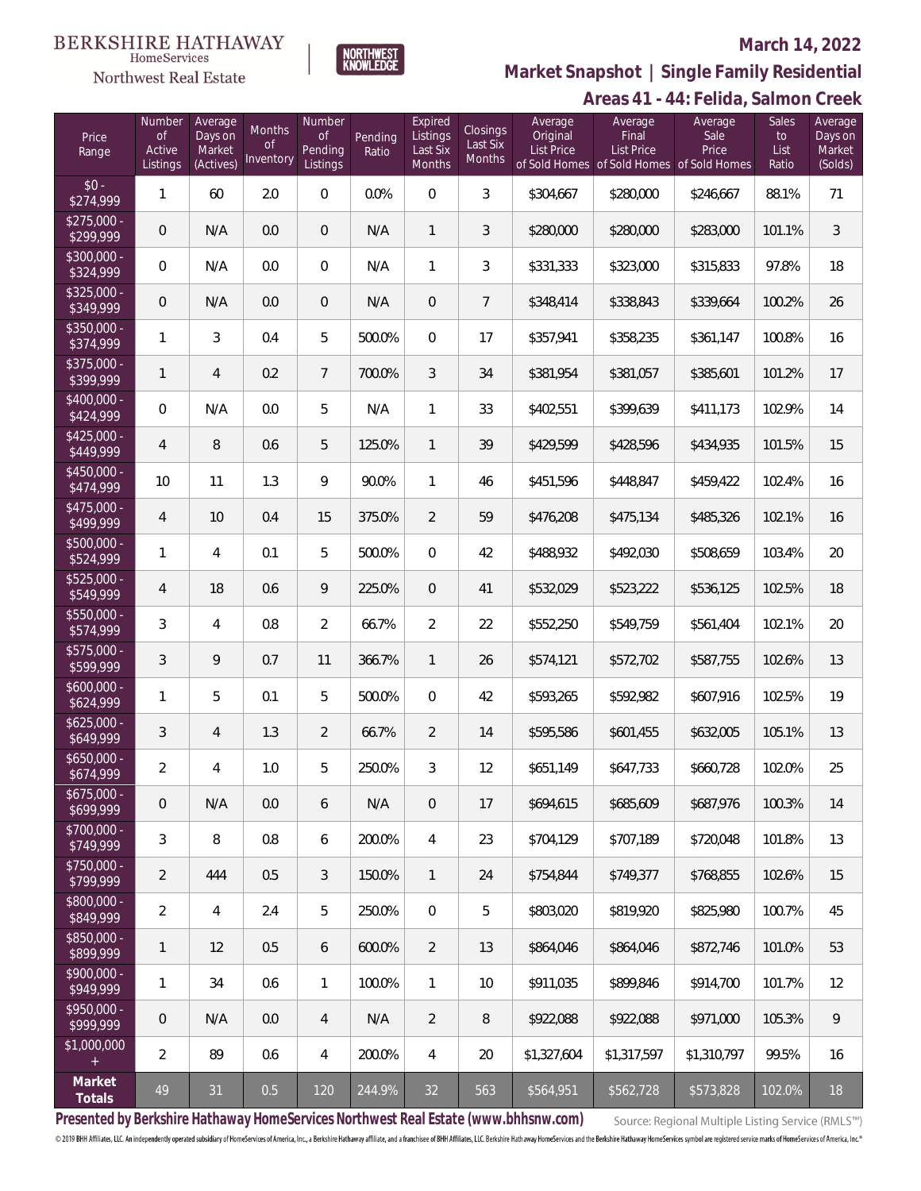BERKSHIRE HATHAWAY HomeServices Northwest Real Estate | NORTHWEST KNOWLEDGE

**March 14, 2022**

## Market Snapshot | Single Family Residential

### Areas 41 - 44: Felida, Salmon Creek

| Price Range | Number of Active Listings | Average Days on Market (Actives) | Months of Inventory | Number of Pending Listings | Pending Ratio | Expired Listings Last Six Months | Closings Last Six Months | Average Original List Price of Sold Homes | Average Final List Price of Sold Homes | Average Sale Price of Sold Homes | Sales to List Ratio | Average Days on Market (Solds) |
|---|---|---|---|---|---|---|---|---|---|---|---|---|
| $0 - $274,999 | 1 | 60 | 2.0 | 0 | 0.0% | 0 | 3 | $304,667 | $280,000 | $246,667 | 88.1% | 71 |
| $275,000 - $299,999 | 0 | N/A | 0.0 | 0 | N/A | 1 | 3 | $280,000 | $280,000 | $283,000 | 101.1% | 3 |
| $300,000 - $324,999 | 0 | N/A | 0.0 | 0 | N/A | 1 | 3 | $331,333 | $323,000 | $315,833 | 97.8% | 18 |
| $325,000 - $349,999 | 0 | N/A | 0.0 | 0 | N/A | 0 | 7 | $348,414 | $338,843 | $339,664 | 100.2% | 26 |
| $350,000 - $374,999 | 1 | 3 | 0.4 | 5 | 500.0% | 0 | 17 | $357,941 | $358,235 | $361,147 | 100.8% | 16 |
| $375,000 - $399,999 | 1 | 4 | 0.2 | 7 | 700.0% | 3 | 34 | $381,954 | $381,057 | $385,601 | 101.2% | 17 |
| $400,000 - $424,999 | 0 | N/A | 0.0 | 5 | N/A | 1 | 33 | $402,551 | $399,639 | $411,173 | 102.9% | 14 |
| $425,000 - $449,999 | 4 | 8 | 0.6 | 5 | 125.0% | 1 | 39 | $429,599 | $428,596 | $434,935 | 101.5% | 15 |
| $450,000 - $474,999 | 10 | 11 | 1.3 | 9 | 90.0% | 1 | 46 | $451,596 | $448,847 | $459,422 | 102.4% | 16 |
| $475,000 - $499,999 | 4 | 10 | 0.4 | 15 | 375.0% | 2 | 59 | $476,208 | $475,134 | $485,326 | 102.1% | 16 |
| $500,000 - $524,999 | 1 | 4 | 0.1 | 5 | 500.0% | 0 | 42 | $488,932 | $492,030 | $508,659 | 103.4% | 20 |
| $525,000 - $549,999 | 4 | 18 | 0.6 | 9 | 225.0% | 0 | 41 | $532,029 | $523,222 | $536,125 | 102.5% | 18 |
| $550,000 - $574,999 | 3 | 4 | 0.8 | 2 | 66.7% | 2 | 22 | $552,250 | $549,759 | $561,404 | 102.1% | 20 |
| $575,000 - $599,999 | 3 | 9 | 0.7 | 11 | 366.7% | 1 | 26 | $574,121 | $572,702 | $587,755 | 102.6% | 13 |
| $600,000 - $624,999 | 1 | 5 | 0.1 | 5 | 500.0% | 0 | 42 | $593,265 | $592,982 | $607,916 | 102.5% | 19 |
| $625,000 - $649,999 | 3 | 4 | 1.3 | 2 | 66.7% | 2 | 14 | $595,586 | $601,455 | $632,005 | 105.1% | 13 |
| $650,000 - $674,999 | 2 | 4 | 1.0 | 5 | 250.0% | 3 | 12 | $651,149 | $647,733 | $660,728 | 102.0% | 25 |
| $675,000 - $699,999 | 0 | N/A | 0.0 | 6 | N/A | 0 | 17 | $694,615 | $685,609 | $687,976 | 100.3% | 14 |
| $700,000 - $749,999 | 3 | 8 | 0.8 | 6 | 200.0% | 4 | 23 | $704,129 | $707,189 | $720,048 | 101.8% | 13 |
| $750,000 - $799,999 | 2 | 444 | 0.5 | 3 | 150.0% | 1 | 24 | $754,844 | $749,377 | $768,855 | 102.6% | 15 |
| $800,000 - $849,999 | 2 | 4 | 2.4 | 5 | 250.0% | 0 | 5 | $803,020 | $819,920 | $825,980 | 100.7% | 45 |
| $850,000 - $899,999 | 1 | 12 | 0.5 | 6 | 600.0% | 2 | 13 | $864,046 | $864,046 | $872,746 | 101.0% | 53 |
| $900,000 - $949,999 | 1 | 34 | 0.6 | 1 | 100.0% | 1 | 10 | $911,035 | $899,846 | $914,700 | 101.7% | 12 |
| $950,000 - $999,999 | 0 | N/A | 0.0 | 4 | N/A | 2 | 8 | $922,088 | $922,088 | $971,000 | 105.3% | 9 |
| $1,000,000 + | 2 | 89 | 0.6 | 4 | 200.0% | 4 | 20 | $1,327,604 | $1,317,597 | $1,310,797 | 99.5% | 16 |
| **Market Totals** | 49 | 31 | 0.5 | 120 | 244.9% | 32 | 563 | $564,951 | $562,728 | $573,828 | 102.0% | 18 |

**Presented by Berkshire Hathaway HomeServices Northwest Real Estate (www.bhhsnw.com)**

Source: Regional Multiple Listing Service (RMLS™)

© 2019 BHH Affiliates, LLC. An independently operated subsidiary of HomeServices of America, Inc., a Berkshire Hathaway affiliate, and a franchisee of BHH Affiliates, LLC. Berkshire Hathaway HomeServices and the Berkshire Hathaway HomeServices symbol are registered service marks of HomeServices of America, Inc.®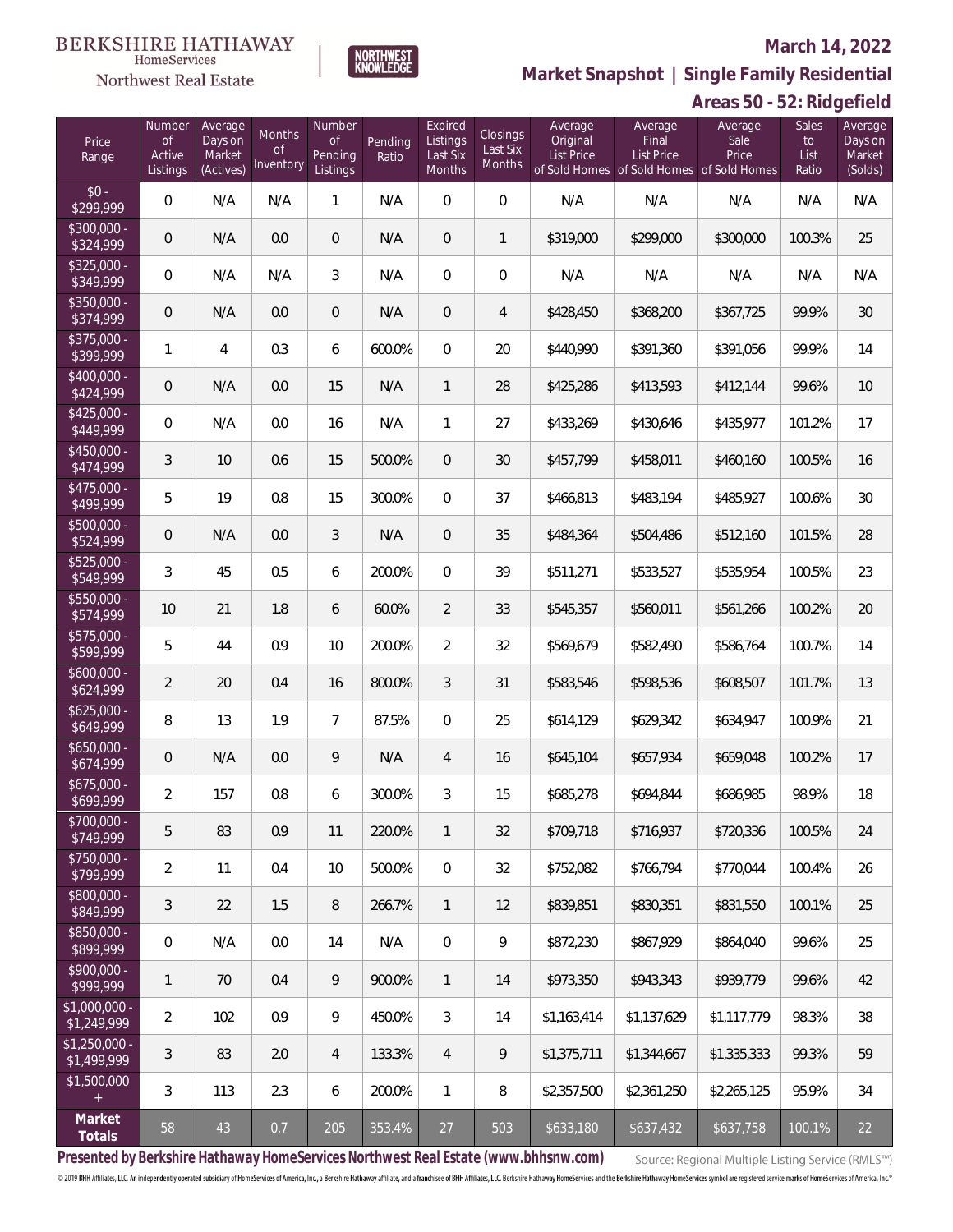BERKSHIRE HATHAWAY HomeServices

Northwest Real Estate

NORTHWEST KNOWLEDGE

March 14, 2022

## Market Snapshot | Single Family Residential

## Areas 50 - 52: Ridgefield

| Price Range | Number of Active Listings | Average Days on Market (Actives) | Months of Inventory | Number of Pending Listings | Pending Ratio | Expired Listings Last Six Months | Closings Last Six Months | Average Original List Price of Sold Homes | Average Final List Price of Sold Homes | Average Sale Price of Sold Homes | Sales to List Ratio | Average Days on Market (Solds) |
|---|---|---|---|---|---|---|---|---|---|---|---|---|
| $0 - $299,999 | 0 | N/A | N/A | 1 | N/A | 0 | 0 | N/A | N/A | N/A | N/A | N/A |
| $300,000 - $324,999 | 0 | N/A | 0.0 | 0 | N/A | 0 | 1 | $319,000 | $299,000 | $300,000 | 100.3% | 25 |
| $325,000 - $349,999 | 0 | N/A | N/A | 3 | N/A | 0 | 0 | N/A | N/A | N/A | N/A | N/A |
| $350,000 - $374,999 | 0 | N/A | 0.0 | 0 | N/A | 0 | 4 | $428,450 | $368,200 | $367,725 | 99.9% | 30 |
| $375,000 - $399,999 | 1 | 4 | 0.3 | 6 | 600.0% | 0 | 20 | $440,990 | $391,360 | $391,056 | 99.9% | 14 |
| $400,000 - $424,999 | 0 | N/A | 0.0 | 15 | N/A | 1 | 28 | $425,286 | $413,593 | $412,144 | 99.6% | 10 |
| $425,000 - $449,999 | 0 | N/A | 0.0 | 16 | N/A | 1 | 27 | $433,269 | $430,646 | $435,977 | 101.2% | 17 |
| $450,000 - $474,999 | 3 | 10 | 0.6 | 15 | 500.0% | 0 | 30 | $457,799 | $458,011 | $460,160 | 100.5% | 16 |
| $475,000 - $499,999 | 5 | 19 | 0.8 | 15 | 300.0% | 0 | 37 | $466,813 | $483,194 | $485,927 | 100.6% | 30 |
| $500,000 - $524,999 | 0 | N/A | 0.0 | 3 | N/A | 0 | 35 | $484,364 | $504,486 | $512,160 | 101.5% | 28 |
| $525,000 - $549,999 | 3 | 45 | 0.5 | 6 | 200.0% | 0 | 39 | $511,271 | $533,527 | $535,954 | 100.5% | 23 |
| $550,000 - $574,999 | 10 | 21 | 1.8 | 6 | 60.0% | 2 | 33 | $545,357 | $560,011 | $561,266 | 100.2% | 20 |
| $575,000 - $599,999 | 5 | 44 | 0.9 | 10 | 200.0% | 2 | 32 | $569,679 | $582,490 | $586,764 | 100.7% | 14 |
| $600,000 - $624,999 | 2 | 20 | 0.4 | 16 | 800.0% | 3 | 31 | $583,546 | $598,536 | $608,507 | 101.7% | 13 |
| $625,000 - $649,999 | 8 | 13 | 1.9 | 7 | 87.5% | 0 | 25 | $614,129 | $629,342 | $634,947 | 100.9% | 21 |
| $650,000 - $674,999 | 0 | N/A | 0.0 | 9 | N/A | 4 | 16 | $645,104 | $657,934 | $659,048 | 100.2% | 17 |
| $675,000 - $699,999 | 2 | 157 | 0.8 | 6 | 300.0% | 3 | 15 | $685,278 | $694,844 | $686,985 | 98.9% | 18 |
| $700,000 - $749,999 | 5 | 83 | 0.9 | 11 | 220.0% | 1 | 32 | $709,718 | $716,937 | $720,336 | 100.5% | 24 |
| $750,000 - $799,999 | 2 | 11 | 0.4 | 10 | 500.0% | 0 | 32 | $752,082 | $766,794 | $770,044 | 100.4% | 26 |
| $800,000 - $849,999 | 3 | 22 | 1.5 | 8 | 266.7% | 1 | 12 | $839,851 | $830,351 | $831,550 | 100.1% | 25 |
| $850,000 - $899,999 | 0 | N/A | 0.0 | 14 | N/A | 0 | 9 | $872,230 | $867,929 | $864,040 | 99.6% | 25 |
| $900,000 - $999,999 | 1 | 70 | 0.4 | 9 | 900.0% | 1 | 14 | $973,350 | $943,343 | $939,779 | 99.6% | 42 |
| $1,000,000 - $1,249,999 | 2 | 102 | 0.9 | 9 | 450.0% | 3 | 14 | $1,163,414 | $1,137,629 | $1,117,779 | 98.3% | 38 |
| $1,250,000 - $1,499,999 | 3 | 83 | 2.0 | 4 | 133.3% | 4 | 9 | $1,375,711 | $1,344,667 | $1,335,333 | 99.3% | 59 |
| $1,500,000 + | 3 | 113 | 2.3 | 6 | 200.0% | 1 | 8 | $2,357,500 | $2,361,250 | $2,265,125 | 95.9% | 34 |
| **Market Totals** | 58 | 43 | 0.7 | 205 | 353.4% | 27 | 503 | $633,180 | $637,432 | $637,758 | 100.1% | 22 |

**Presented by Berkshire Hathaway HomeServices Northwest Real Estate (www.bhhsnw.com)** Source: Regional Multiple Listing Service (RMLS™)

© 2019 BHH Affiliates, LLC. An independently operated subsidiary of HomeServices of America, Inc., a Berkshire Hathaway affiliate, and a franchisee of BHH Affiliates, LLC. Berkshire Hathaway HomeServices and the Berkshire Hathaway HomeServices symbol are registered service marks of HomeServices of America, Inc.®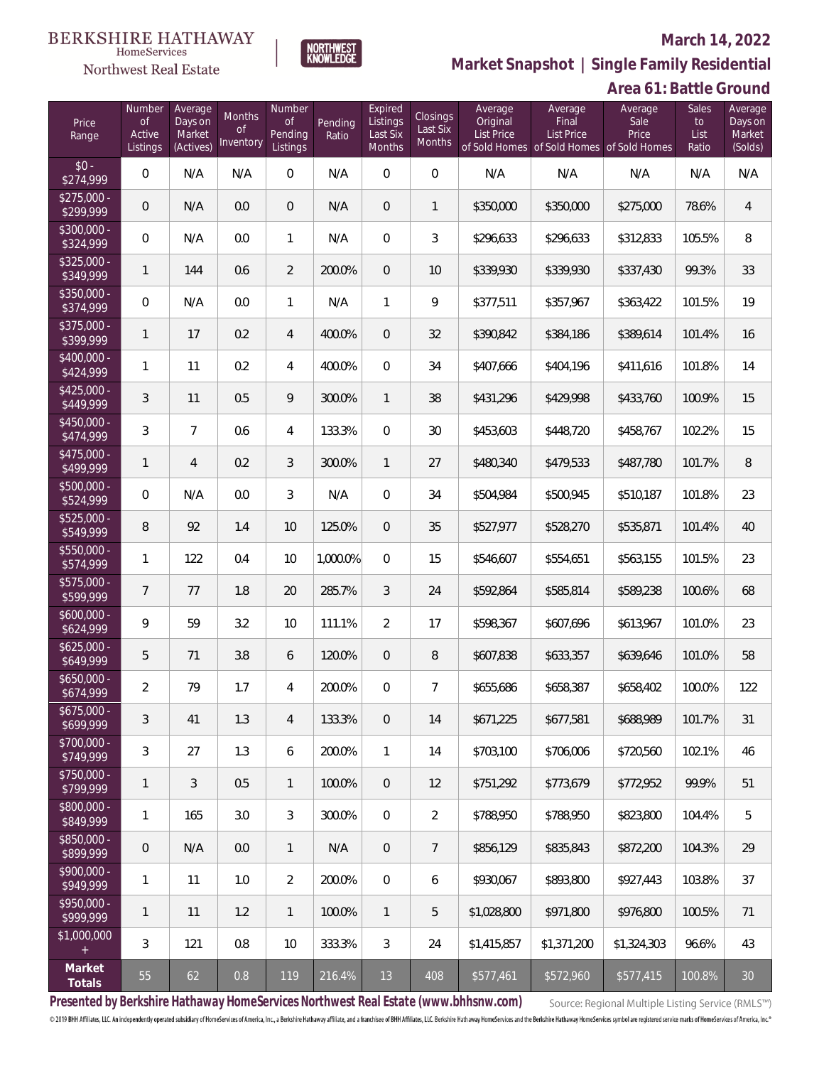BERKSHIRE HATHAWAY HomeServices Northwest Real Estate

NORTHWEST KNOWLEDGE

## March 14, 2022

## Market Snapshot | Single Family Residential

## Area 61: Battle Ground

| Price Range | Number of Active Listings | Average Days on Market (Actives) | Months of Inventory | Number of Pending Listings | Pending Ratio | Expired Listings Last Six Months | Closings Last Six Months | Average Original List Price of Sold Homes | Average Final List Price of Sold Homes | Average Sale Price of Sold Homes | Sales to List Ratio | Average Days on Market (Solds) |
|---|---|---|---|---|---|---|---|---|---|---|---|---|
| $0 - $274,999 | 0 | N/A | N/A | 0 | N/A | 0 | 0 | N/A | N/A | N/A | N/A | N/A |
| $275,000 - $299,999 | 0 | N/A | 0.0 | 0 | N/A | 0 | 1 | $350,000 | $350,000 | $275,000 | 78.6% | 4 |
| $300,000 - $324,999 | 0 | N/A | 0.0 | 1 | N/A | 0 | 3 | $296,633 | $296,633 | $312,833 | 105.5% | 8 |
| $325,000 - $349,999 | 1 | 144 | 0.6 | 2 | 200.0% | 0 | 10 | $339,930 | $339,930 | $337,430 | 99.3% | 33 |
| $350,000 - $374,999 | 0 | N/A | 0.0 | 1 | N/A | 1 | 9 | $377,511 | $357,967 | $363,422 | 101.5% | 19 |
| $375,000 - $399,999 | 1 | 17 | 0.2 | 4 | 400.0% | 0 | 32 | $390,842 | $384,186 | $389,614 | 101.4% | 16 |
| $400,000 - $424,999 | 1 | 11 | 0.2 | 4 | 400.0% | 0 | 34 | $407,666 | $404,196 | $411,616 | 101.8% | 14 |
| $425,000 - $449,999 | 3 | 11 | 0.5 | 9 | 300.0% | 1 | 38 | $431,296 | $429,998 | $433,760 | 100.9% | 15 |
| $450,000 - $474,999 | 3 | 7 | 0.6 | 4 | 133.3% | 0 | 30 | $453,603 | $448,720 | $458,767 | 102.2% | 15 |
| $475,000 - $499,999 | 1 | 4 | 0.2 | 3 | 300.0% | 1 | 27 | $480,340 | $479,533 | $487,780 | 101.7% | 8 |
| $500,000 - $524,999 | 0 | N/A | 0.0 | 3 | N/A | 0 | 34 | $504,984 | $500,945 | $510,187 | 101.8% | 23 |
| $525,000 - $549,999 | 8 | 92 | 1.4 | 10 | 125.0% | 0 | 35 | $527,977 | $528,270 | $535,871 | 101.4% | 40 |
| $550,000 - $574,999 | 1 | 122 | 0.4 | 10 | 1,000.0% | 0 | 15 | $546,607 | $554,651 | $563,155 | 101.5% | 23 |
| $575,000 - $599,999 | 7 | 77 | 1.8 | 20 | 285.7% | 3 | 24 | $592,864 | $585,814 | $589,238 | 100.6% | 68 |
| $600,000 - $624,999 | 9 | 59 | 3.2 | 10 | 111.1% | 2 | 17 | $598,367 | $607,696 | $613,967 | 101.0% | 23 |
| $625,000 - $649,999 | 5 | 71 | 3.8 | 6 | 120.0% | 0 | 8 | $607,838 | $633,357 | $639,646 | 101.0% | 58 |
| $650,000 - $674,999 | 2 | 79 | 1.7 | 4 | 200.0% | 0 | 7 | $655,686 | $658,387 | $658,402 | 100.0% | 122 |
| $675,000 - $699,999 | 3 | 41 | 1.3 | 4 | 133.3% | 0 | 14 | $671,225 | $677,581 | $688,989 | 101.7% | 31 |
| $700,000 - $749,999 | 3 | 27 | 1.3 | 6 | 200.0% | 1 | 14 | $703,100 | $706,006 | $720,560 | 102.1% | 46 |
| $750,000 - $799,999 | 1 | 3 | 0.5 | 1 | 100.0% | 0 | 12 | $751,292 | $773,679 | $772,952 | 99.9% | 51 |
| $800,000 - $849,999 | 1 | 165 | 3.0 | 3 | 300.0% | 0 | 2 | $788,950 | $788,950 | $823,800 | 104.4% | 5 |
| $850,000 - $899,999 | 0 | N/A | 0.0 | 1 | N/A | 0 | 7 | $856,129 | $835,843 | $872,200 | 104.3% | 29 |
| $900,000 - $949,999 | 1 | 11 | 1.0 | 2 | 200.0% | 0 | 6 | $930,067 | $893,800 | $927,443 | 103.8% | 37 |
| $950,000 - $999,999 | 1 | 11 | 1.2 | 1 | 100.0% | 1 | 5 | $1,028,800 | $971,800 | $976,800 | 100.5% | 71 |
| $1,000,000 + | 3 | 121 | 0.8 | 10 | 333.3% | 3 | 24 | $1,415,857 | $1,371,200 | $1,324,303 | 96.6% | 43 |
| **Market Totals** | 55 | 62 | 0.8 | 119 | 216.4% | 13 | 408 | $577,461 | $572,960 | $577,415 | 100.8% | 30 |

**Presented by Berkshire Hathaway HomeServices Northwest Real Estate (www.bhhsnw.com)**

Source: Regional Multiple Listing Service (RMLS™)

© 2019 BHH Affiliates, LLC. An independently operated subsidiary of HomeServices of America, Inc., a Berkshire Hathaway affiliate, and a franchisee of BHH Affiliates, LLC. Berkshire Hathaway HomeServices and the Berkshire Hathaway HomeServices symbol are registered service marks of HomeServices of America, Inc.®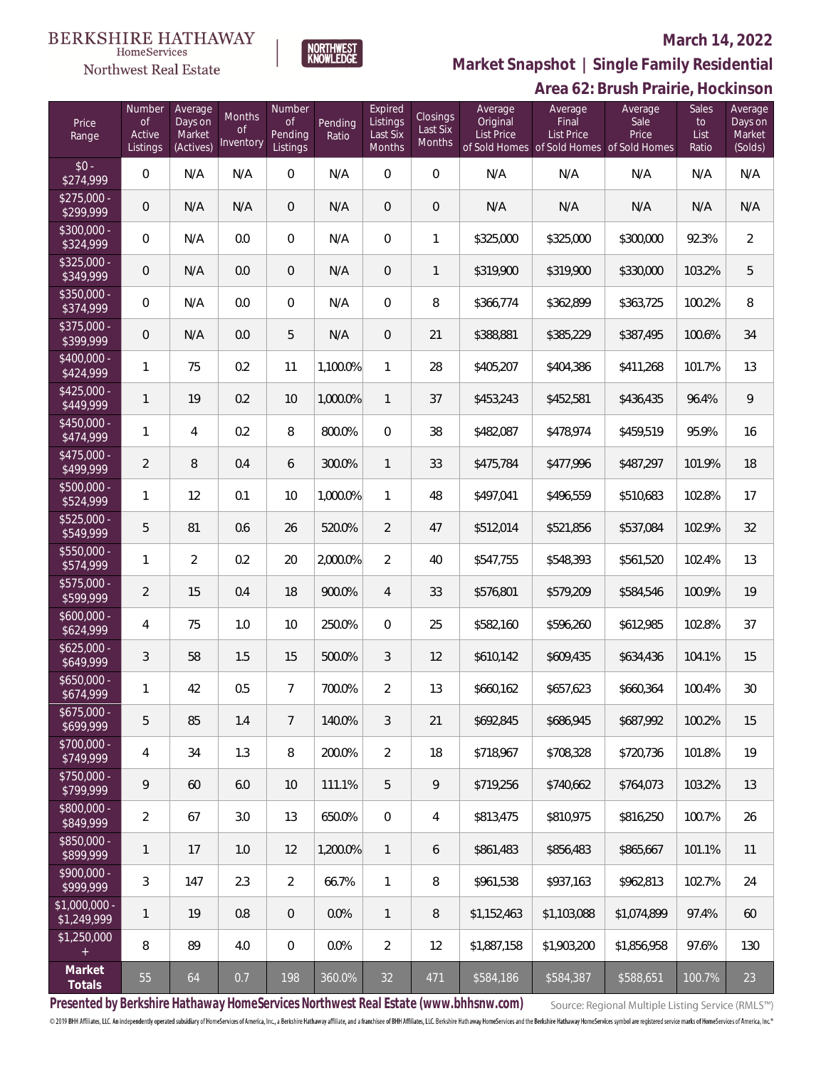BERKSHIRE HATHAWAY HomeServices Northwest Real Estate

NORTHWEST KNOWLEDGE

March 14, 2022

## Market Snapshot | Single Family Residential

## Area 62: Brush Prairie, Hockinson

| Price Range | Number of Active Listings | Average Days on Market (Actives) | Months of Inventory | Number of Pending Listings | Pending Ratio | Expired Listings Last Six Months | Closings Last Six Months | Average Original List Price of Sold Homes | Average Final List Price of Sold Homes | Average Sale Price of Sold Homes | Sales to List Ratio | Average Days on Market (Solds) |
|---|---|---|---|---|---|---|---|---|---|---|---|---|
| $0 - $274,999 | 0 | N/A | N/A | 0 | N/A | 0 | 0 | N/A | N/A | N/A | N/A | N/A |
| $275,000 - $299,999 | 0 | N/A | N/A | 0 | N/A | 0 | 0 | N/A | N/A | N/A | N/A | N/A |
| $300,000 - $324,999 | 0 | N/A | 0.0 | 0 | N/A | 0 | 1 | $325,000 | $325,000 | $300,000 | 92.3% | 2 |
| $325,000 - $349,999 | 0 | N/A | 0.0 | 0 | N/A | 0 | 1 | $319,900 | $319,900 | $330,000 | 103.2% | 5 |
| $350,000 - $374,999 | 0 | N/A | 0.0 | 0 | N/A | 0 | 8 | $366,774 | $362,899 | $363,725 | 100.2% | 8 |
| $375,000 - $399,999 | 0 | N/A | 0.0 | 5 | N/A | 0 | 21 | $388,881 | $385,229 | $387,495 | 100.6% | 34 |
| $400,000 - $424,999 | 1 | 75 | 0.2 | 11 | 1,100.0% | 1 | 28 | $405,207 | $404,386 | $411,268 | 101.7% | 13 |
| $425,000 - $449,999 | 1 | 19 | 0.2 | 10 | 1,000.0% | 1 | 37 | $453,243 | $452,581 | $436,435 | 96.4% | 9 |
| $450,000 - $474,999 | 1 | 4 | 0.2 | 8 | 800.0% | 0 | 38 | $482,087 | $478,974 | $459,519 | 95.9% | 16 |
| $475,000 - $499,999 | 2 | 8 | 0.4 | 6 | 300.0% | 1 | 33 | $475,784 | $477,996 | $487,297 | 101.9% | 18 |
| $500,000 - $524,999 | 1 | 12 | 0.1 | 10 | 1,000.0% | 1 | 48 | $497,041 | $496,559 | $510,683 | 102.8% | 17 |
| $525,000 - $549,999 | 5 | 81 | 0.6 | 26 | 520.0% | 2 | 47 | $512,014 | $521,856 | $537,084 | 102.9% | 32 |
| $550,000 - $574,999 | 1 | 2 | 0.2 | 20 | 2,000.0% | 2 | 40 | $547,755 | $548,393 | $561,520 | 102.4% | 13 |
| $575,000 - $599,999 | 2 | 15 | 0.4 | 18 | 900.0% | 4 | 33 | $576,801 | $579,209 | $584,546 | 100.9% | 19 |
| $600,000 - $624,999 | 4 | 75 | 1.0 | 10 | 250.0% | 0 | 25 | $582,160 | $596,260 | $612,985 | 102.8% | 37 |
| $625,000 - $649,999 | 3 | 58 | 1.5 | 15 | 500.0% | 3 | 12 | $610,142 | $609,435 | $634,436 | 104.1% | 15 |
| $650,000 - $674,999 | 1 | 42 | 0.5 | 7 | 700.0% | 2 | 13 | $660,162 | $657,623 | $660,364 | 100.4% | 30 |
| $675,000 - $699,999 | 5 | 85 | 1.4 | 7 | 140.0% | 3 | 21 | $692,845 | $686,945 | $687,992 | 100.2% | 15 |
| $700,000 - $749,999 | 4 | 34 | 1.3 | 8 | 200.0% | 2 | 18 | $718,967 | $708,328 | $720,736 | 101.8% | 19 |
| $750,000 - $799,999 | 9 | 60 | 6.0 | 10 | 111.1% | 5 | 9 | $719,256 | $740,662 | $764,073 | 103.2% | 13 |
| $800,000 - $849,999 | 2 | 67 | 3.0 | 13 | 650.0% | 0 | 4 | $813,475 | $810,975 | $816,250 | 100.7% | 26 |
| $850,000 - $899,999 | 1 | 17 | 1.0 | 12 | 1,200.0% | 1 | 6 | $861,483 | $856,483 | $865,667 | 101.1% | 11 |
| $900,000 - $999,999 | 3 | 147 | 2.3 | 2 | 66.7% | 1 | 8 | $961,538 | $937,163 | $962,813 | 102.7% | 24 |
| $1,000,000 - $1,249,999 | 1 | 19 | 0.8 | 0 | 0.0% | 1 | 8 | $1,152,463 | $1,103,088 | $1,074,899 | 97.4% | 60 |
| $1,250,000 + | 8 | 89 | 4.0 | 0 | 0.0% | 2 | 12 | $1,887,158 | $1,903,200 | $1,856,958 | 97.6% | 130 |
| **Market Totals** | 55 | 64 | 0.7 | 198 | 360.0% | 32 | 471 | $584,186 | $584,387 | $588,651 | 100.7% | 23 |

**Presented by Berkshire Hathaway HomeServices Northwest Real Estate (www.bhhsnw.com)**

Source: Regional Multiple Listing Service (RMLS™)

© 2019 BHH Affiliates, LLC. An independently operated subsidiary of HomeServices of America, Inc., a Berkshire Hathaway affiliate, and a franchisee of BHH Affiliates, LLC. Berkshire Hathaway HomeServices and the Berkshire Hathaway HomeServices symbol are registered service marks of HomeServices of America, Inc.®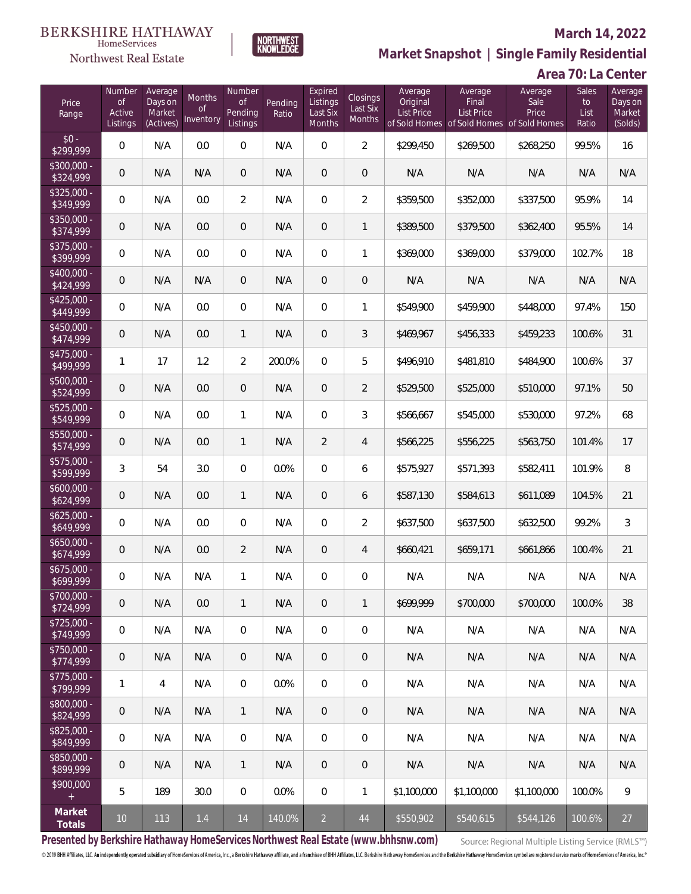BERKSHIRE HATHAWAY HomeServices Northwest Real Estate

NORTHWEST KNOWLEDGE

March 14, 2022

## Market Snapshot | Single Family Residential

### Area 70: La Center

| Price Range | Number of Active Listings | Average Days on Market (Actives) | Months of Inventory | Number of Pending Listings | Pending Ratio | Expired Listings Last Six Months | Closings Last Six Months | Average Original List Price of Sold Homes | Average Final List Price of Sold Homes | Average Sale Price of Sold Homes | Sales to List Ratio | Average Days on Market (Solds) |
|---|---|---|---|---|---|---|---|---|---|---|---|---|
| $0 - $299,999 | 0 | N/A | 0.0 | 0 | N/A | 0 | 2 | $299,450 | $269,500 | $268,250 | 99.5% | 16 |
| $300,000 - $324,999 | 0 | N/A | N/A | 0 | N/A | 0 | 0 | N/A | N/A | N/A | N/A | N/A |
| $325,000 - $349,999 | 0 | N/A | 0.0 | 2 | N/A | 0 | 2 | $359,500 | $352,000 | $337,500 | 95.9% | 14 |
| $350,000 - $374,999 | 0 | N/A | 0.0 | 0 | N/A | 0 | 1 | $389,500 | $379,500 | $362,400 | 95.5% | 14 |
| $375,000 - $399,999 | 0 | N/A | 0.0 | 0 | N/A | 0 | 1 | $369,000 | $369,000 | $379,000 | 102.7% | 18 |
| $400,000 - $424,999 | 0 | N/A | N/A | 0 | N/A | 0 | 0 | N/A | N/A | N/A | N/A | N/A |
| $425,000 - $449,999 | 0 | N/A | 0.0 | 0 | N/A | 0 | 1 | $549,900 | $459,900 | $448,000 | 97.4% | 150 |
| $450,000 - $474,999 | 0 | N/A | 0.0 | 1 | N/A | 0 | 3 | $469,967 | $456,333 | $459,233 | 100.6% | 31 |
| $475,000 - $499,999 | 1 | 17 | 1.2 | 2 | 200.0% | 0 | 5 | $496,910 | $481,810 | $484,900 | 100.6% | 37 |
| $500,000 - $524,999 | 0 | N/A | 0.0 | 0 | N/A | 0 | 2 | $529,500 | $525,000 | $510,000 | 97.1% | 50 |
| $525,000 - $549,999 | 0 | N/A | 0.0 | 1 | N/A | 0 | 3 | $566,667 | $545,000 | $530,000 | 97.2% | 68 |
| $550,000 - $574,999 | 0 | N/A | 0.0 | 1 | N/A | 2 | 4 | $566,225 | $556,225 | $563,750 | 101.4% | 17 |
| $575,000 - $599,999 | 3 | 54 | 3.0 | 0 | 0.0% | 0 | 6 | $575,927 | $571,393 | $582,411 | 101.9% | 8 |
| $600,000 - $624,999 | 0 | N/A | 0.0 | 1 | N/A | 0 | 6 | $587,130 | $584,613 | $611,089 | 104.5% | 21 |
| $625,000 - $649,999 | 0 | N/A | 0.0 | 0 | N/A | 0 | 2 | $637,500 | $637,500 | $632,500 | 99.2% | 3 |
| $650,000 - $674,999 | 0 | N/A | 0.0 | 2 | N/A | 0 | 4 | $660,421 | $659,171 | $661,866 | 100.4% | 21 |
| $675,000 - $699,999 | 0 | N/A | N/A | 1 | N/A | 0 | 0 | N/A | N/A | N/A | N/A | N/A |
| $700,000 - $724,999 | 0 | N/A | 0.0 | 1 | N/A | 0 | 1 | $699,999 | $700,000 | $700,000 | 100.0% | 38 |
| $725,000 - $749,999 | 0 | N/A | N/A | 0 | N/A | 0 | 0 | N/A | N/A | N/A | N/A | N/A |
| $750,000 - $774,999 | 0 | N/A | N/A | 0 | N/A | 0 | 0 | N/A | N/A | N/A | N/A | N/A |
| $775,000 - $799,999 | 1 | 4 | N/A | 0 | 0.0% | 0 | 0 | N/A | N/A | N/A | N/A | N/A |
| $800,000 - $824,999 | 0 | N/A | N/A | 1 | N/A | 0 | 0 | N/A | N/A | N/A | N/A | N/A |
| $825,000 - $849,999 | 0 | N/A | N/A | 0 | N/A | 0 | 0 | N/A | N/A | N/A | N/A | N/A |
| $850,000 - $899,999 | 0 | N/A | N/A | 1 | N/A | 0 | 0 | N/A | N/A | N/A | N/A | N/A |
| $900,000 + | 5 | 189 | 30.0 | 0 | 0.0% | 0 | 1 | $1,100,000 | $1,100,000 | $1,100,000 | 100.0% | 9 |
| **Market Totals** | 10 | 113 | 1.4 | 14 | 140.0% | 2 | 44 | $550,902 | $540,615 | $544,126 | 100.6% | 27 |

**Presented by Berkshire Hathaway HomeServices Northwest Real Estate (www.bhhsnw.com)**

Source: Regional Multiple Listing Service (RMLS™)

© 2019 BHH Affiliates, LLC. An independently operated subsidiary of HomeServices of America, Inc., a Berkshire Hathaway affiliate, and a franchisee of BHH Affiliates, LLC. Berkshire Hathaway HomeServices and the Berkshire Hathaway HomeServices symbol are registered service marks of HomeServices of America, Inc.®